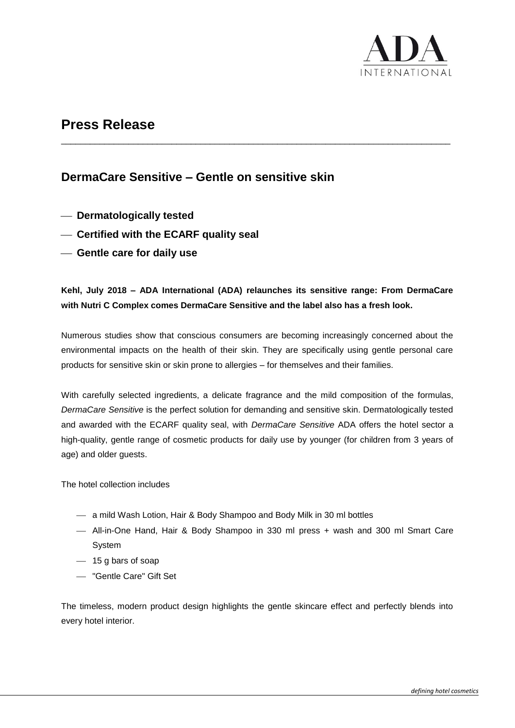# Press Release

## DermaCare Sensitive – Gentle on sensitive skin

- **Dermatologically tested**
- **Certified with the ECARF quality seal**
- **Gentle care for daily use**

**Kehl, July 2018 – ADA International (ADA) relaunches its sensitive range: From DermaCare with Nutri C Complex comes DermaCare Sensitive and the label also has a fresh look.**

Numerous studies show that conscious consumers are becoming increasingly concerned about the environmental impacts on the health of their skin. They are specifically using gentle personal care products for sensitive skin or skin prone to allergies – for themselves and their families.

With carefully selected ingredients, a delicate fragrance and the mild composition of the formulas, *DermaCare Sensitive* is the perfect solution for demanding and sensitive skin. Dermatologically tested and awarded with the ECARF quality seal, with *DermaCare Sensitive* ADA offers the hotel sector a high-quality, gentle range of cosmetic products for daily use by younger (for children from 3 years of age) and older guests.

The hotel collection includes

- a mild Wash Lotion, Hair & Body Shampoo and Body Milk in 30 ml bottles
- All-in-One Hand, Hair & Body Shampoo in 330 ml press + wash and 300 ml Smart Care System
- 15 g bars of soap
- "Gentle Care" Gift Set

The timeless, modern product design highlights the gentle skincare effect and perfectly blends into every hotel interior.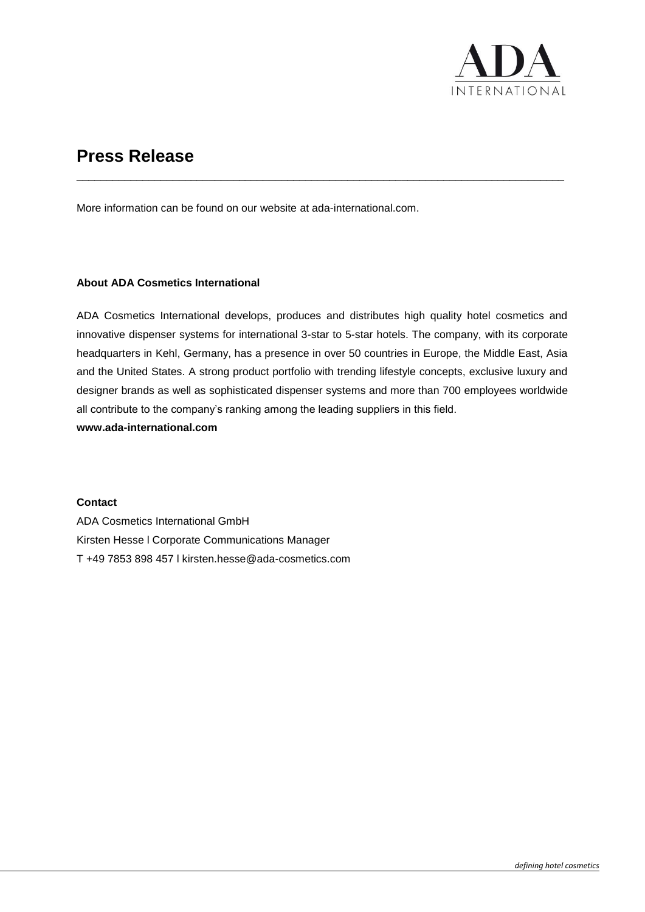# Press Release

More information can be found on our website at ada-international.com.

**About ADA Cosmetics International**

ADA Cosmetics International develops, produces and distributes high quality hotel cosmetics and innovative dispenser systems for international 3-star to 5-star hotels. The company, with its corporate headquarters in Kehl, Germany, has a presence in over 50 countries in Europe, the Middle East, Asia and the United States. A strong product portfolio with trending lifestyle concepts, exclusive luxury and designer brands as well as sophisticated dispenser systems and more than 700 employees worldwide all contribute to the company's ranking among the leading suppliers in this field.
**www.ada-international.com**

**Contact**

ADA Cosmetics International GmbH
Kirsten Hesse l Corporate Communications Manager
T +49 7853 898 457 l kirsten.hesse@ada-cosmetics.com